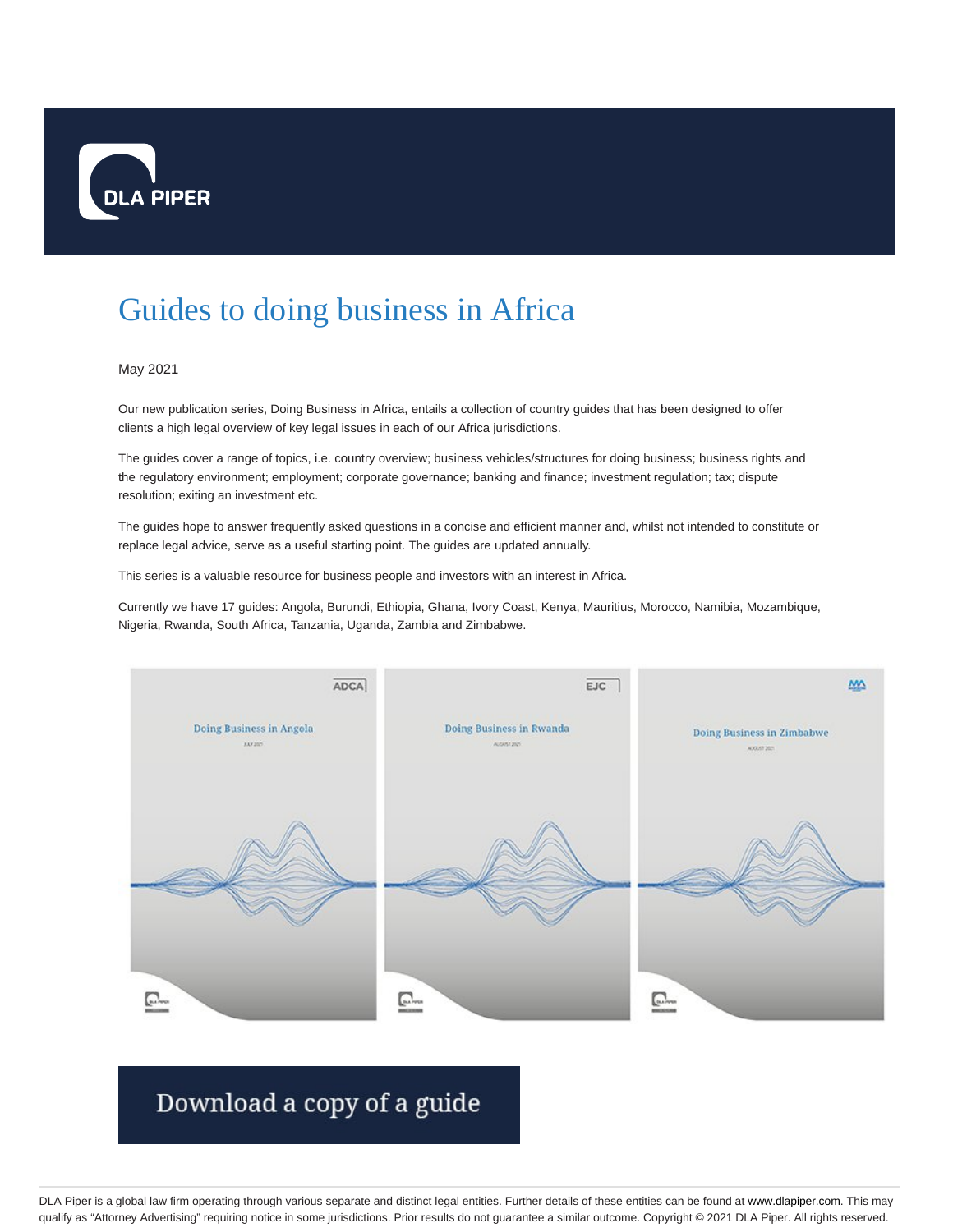DLA PIPER

# Guides to doing business in Africa

May 2021

Our new publication series, Doing Business in Africa, entails a collection of country guides that has been designed to offer clients a high legal overview of key legal issues in each of our Africa jurisdictions.

The guides cover a range of topics, i.e. country overview; business vehicles/structures for doing business; business rights and the regulatory environment; employment; corporate governance; banking and finance; investment regulation; tax; dispute resolution; exiting an investment etc.

The guides hope to answer frequently asked questions in a concise and efficient manner and, whilst not intended to constitute or replace legal advice, serve as a useful starting point. The guides are updated annually.

This series is a valuable resource for business people and investors with an interest in Africa.

Currently we have 17 guides: Angola, Burundi, Ethiopia, Ghana, Ivory Coast, Kenya, Mauritius, Morocco, Namibia, Mozambique, Nigeria, Rwanda, South Africa, Tanzania, Uganda, Zambia and Zimbabwe.

Download a copy of a guide

DLA Piper is a global law firm operating through various separate and distinct legal entities. Further details of these entities can be found at www.dlapiper.com. This may qualify as "Attorney Advertising" requiring notice in some jurisdictions. Prior results do not guarantee a similar outcome. Copyright © 2021 DLA Piper. All rights reserved.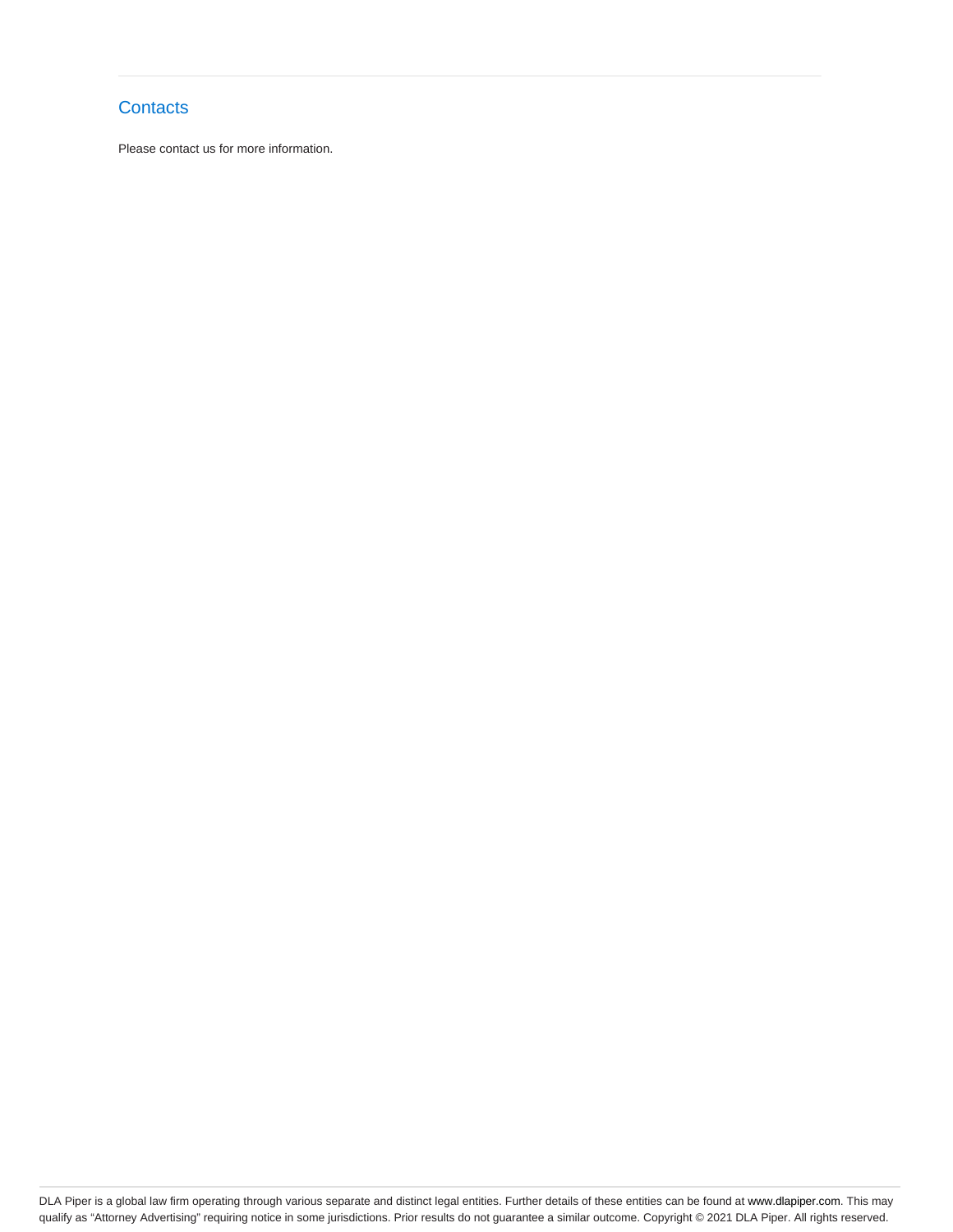## Contacts

Please contact us for more information.

DLA Piper is a global law firm operating through various separate and distinct legal entities. Further details of these entities can be found at www.dlapiper.com. This may qualify as "Attorney Advertising" requiring notice in some jurisdictions. Prior results do not guarantee a similar outcome. Copyright © 2021 DLA Piper. All rights reserved.